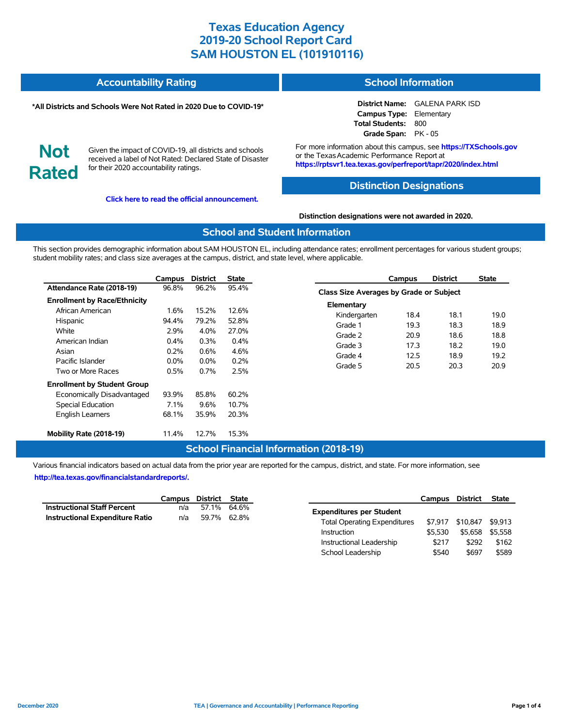# Texas Education Agency
# 2019-20 School Report Card
# SAM HOUSTON EL (101910116)

## Accountability Rating

***All Districts and Schools Were Not Rated in 2020 Due to COVID-19***

**Not Rated**

Given the impact of COVID-19, all districts and schools received a label of Not Rated: Declared State of Disaster for their 2020 accountability ratings.

**Click here to read the official announcement.**

## School Information

**District Name:** GALENA PARK ISD
**Campus Type:** Elementary
**Total Students:** 800
**Grade Span:** PK - 05

For more information about this campus, see **https://TXSchools.gov** or the Texas Academic Performance Report at **https://rptsvr1.tea.texas.gov/perfreport/tapr/2020/index.html**

## Distinction Designations

**Distinction designations were not awarded in 2020.**

## School and Student Information

This section provides demographic information about SAM HOUSTON EL, including attendance rates; enrollment percentages for various student groups; student mobility rates; and class size averages at the campus, district, and state level, where applicable.

| | Campus | District | State |
|---|---|---|---|
| **Attendance Rate (2018-19)** | 96.8% | 96.2% | 95.4% |
| **Enrollment by Race/Ethnicity** | | | |
| African American | 1.6% | 15.2% | 12.6% |
| Hispanic | 94.4% | 79.2% | 52.8% |
| White | 2.9% | 4.0% | 27.0% |
| American Indian | 0.4% | 0.3% | 0.4% |
| Asian | 0.2% | 0.6% | 4.6% |
| Pacific Islander | 0.0% | 0.0% | 0.2% |
| Two or More Races | 0.5% | 0.7% | 2.5% |
| **Enrollment by Student Group** | | | |
| Economically Disadvantaged | 93.9% | 85.8% | 60.2% |
| Special Education | 7.1% | 9.6% | 10.7% |
| English Learners | 68.1% | 35.9% | 20.3% |
| **Mobility Rate (2018-19)** | 11.4% | 12.7% | 15.3% |

| | Campus | District | State |
|---|---|---|---|
| **Class Size Averages by Grade or Subject** | | | |
| **Elementary** | | | |
| Kindergarten | 18.4 | 18.1 | 19.0 |
| Grade 1 | 19.3 | 18.3 | 18.9 |
| Grade 2 | 20.9 | 18.6 | 18.8 |
| Grade 3 | 17.3 | 18.2 | 19.0 |
| Grade 4 | 12.5 | 18.9 | 19.2 |
| Grade 5 | 20.5 | 20.3 | 20.9 |

## School Financial Information (2018-19)

Various financial indicators based on actual data from the prior year are reported for the campus, district, and state. For more information, see **http://tea.texas.gov/financialstandardreports/.**

| | Campus | District | State |
|---|---|---|---|
| **Instructional Staff Percent** | n/a | 57.1% | 64.6% |
| **Instructional Expenditure Ratio** | n/a | 59.7% | 62.8% |

| | Campus | District | State |
|---|---|---|---|
| **Expenditures per Student** | | | |
| Total Operating Expenditures | $7,917 | $10,847 | $9,913 |
| Instruction | $5,530 | $5,658 | $5,558 |
| Instructional Leadership | $217 | $292 | $162 |
| School Leadership | $540 | $697 | $589 |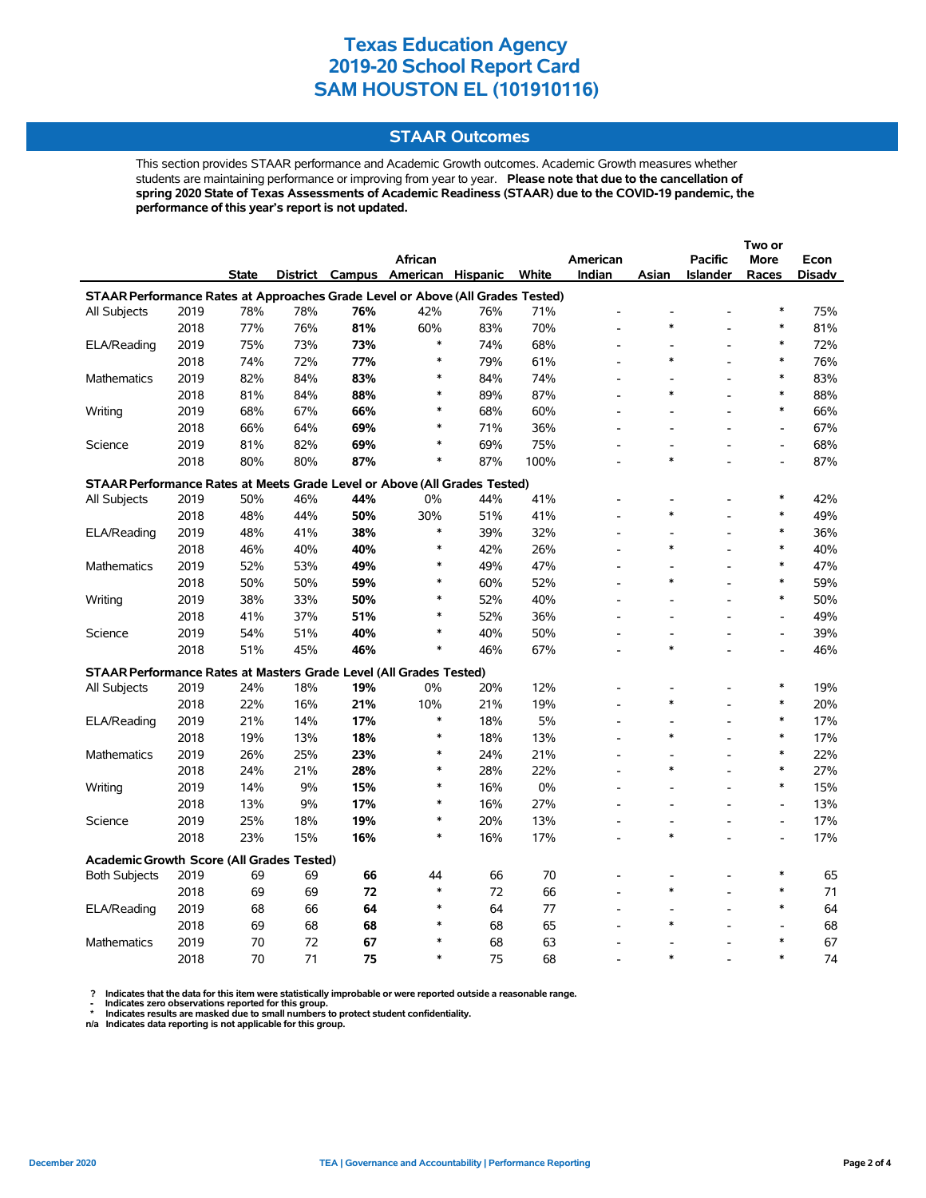# Texas Education Agency
# 2019-20 School Report Card
# SAM HOUSTON EL (101910116)

## STAAR Outcomes

This section provides STAAR performance and Academic Growth outcomes. Academic Growth measures whether students are maintaining performance or improving from year to year. **Please note that due to the cancellation of spring 2020 State of Texas Assessments of Academic Readiness (STAAR) due to the COVID-19 pandemic, the performance of this year's report is not updated.**

| | | State | District | Campus | African American | Hispanic | White | American Indian | Asian | Pacific Islander | Two or More Races | Econ Disadv |
|---|---|---|---|---|---|---|---|---|---|---|---|---|
| **STAAR Performance Rates at Approaches Grade Level or Above (All Grades Tested)** | | | | | | | | | | | | |
| All Subjects | 2019 | 78% | 78% | **76%** | 42% | 76% | 71% | - | - | - | * | 75% |
| | 2018 | 77% | 76% | **81%** | 60% | 83% | 70% | - | * | - | * | 81% |
| ELA/Reading | 2019 | 75% | 73% | **73%** | * | 74% | 68% | - | - | - | * | 72% |
| | 2018 | 74% | 72% | **77%** | * | 79% | 61% | - | * | - | * | 76% |
| Mathematics | 2019 | 82% | 84% | **83%** | * | 84% | 74% | - | - | - | * | 83% |
| | 2018 | 81% | 84% | **88%** | * | 89% | 87% | - | * | - | * | 88% |
| Writing | 2019 | 68% | 67% | **66%** | * | 68% | 60% | - | - | - | * | 66% |
| | 2018 | 66% | 64% | **69%** | * | 71% | 36% | - | - | - | - | 67% |
| Science | 2019 | 81% | 82% | **69%** | * | 69% | 75% | - | - | - | - | 68% |
| | 2018 | 80% | 80% | **87%** | * | 87% | 100% | - | * | - | - | 87% |
| **STAAR Performance Rates at Meets Grade Level or Above (All Grades Tested)** | | | | | | | | | | | | |
| All Subjects | 2019 | 50% | 46% | **44%** | 0% | 44% | 41% | - | - | - | * | 42% |
| | 2018 | 48% | 44% | **50%** | 30% | 51% | 41% | - | * | - | * | 49% |
| ELA/Reading | 2019 | 48% | 41% | **38%** | * | 39% | 32% | - | - | - | * | 36% |
| | 2018 | 46% | 40% | **40%** | * | 42% | 26% | - | * | - | * | 40% |
| Mathematics | 2019 | 52% | 53% | **49%** | * | 49% | 47% | - | - | - | * | 47% |
| | 2018 | 50% | 50% | **59%** | * | 60% | 52% | - | * | - | * | 59% |
| Writing | 2019 | 38% | 33% | **50%** | * | 52% | 40% | - | - | - | * | 50% |
| | 2018 | 41% | 37% | **51%** | * | 52% | 36% | - | - | - | - | 49% |
| Science | 2019 | 54% | 51% | **40%** | * | 40% | 50% | - | - | - | - | 39% |
| | 2018 | 51% | 45% | **46%** | * | 46% | 67% | - | * | - | - | 46% |
| **STAAR Performance Rates at Masters Grade Level (All Grades Tested)** | | | | | | | | | | | | |
| All Subjects | 2019 | 24% | 18% | **19%** | 0% | 20% | 12% | - | - | - | * | 19% |
| | 2018 | 22% | 16% | **21%** | 10% | 21% | 19% | - | * | - | * | 20% |
| ELA/Reading | 2019 | 21% | 14% | **17%** | * | 18% | 5% | - | - | - | * | 17% |
| | 2018 | 19% | 13% | **18%** | * | 18% | 13% | - | * | - | * | 17% |
| Mathematics | 2019 | 26% | 25% | **23%** | * | 24% | 21% | - | - | - | * | 22% |
| | 2018 | 24% | 21% | **28%** | * | 28% | 22% | - | * | - | * | 27% |
| Writing | 2019 | 14% | 9% | **15%** | * | 16% | 0% | - | - | - | * | 15% |
| | 2018 | 13% | 9% | **17%** | * | 16% | 27% | - | - | - | - | 13% |
| Science | 2019 | 25% | 18% | **19%** | * | 20% | 13% | - | - | - | - | 17% |
| | 2018 | 23% | 15% | **16%** | * | 16% | 17% | - | * | - | - | 17% |
| **Academic Growth Score (All Grades Tested)** | | | | | | | | | | | | |
| Both Subjects | 2019 | 69 | 69 | **66** | 44 | 66 | 70 | - | - | - | * | 65 |
| | 2018 | 69 | 69 | **72** | * | 72 | 66 | - | * | - | * | 71 |
| ELA/Reading | 2019 | 68 | 66 | **64** | * | 64 | 77 | - | - | - | * | 64 |
| | 2018 | 69 | 68 | **68** | * | 68 | 65 | - | * | - | - | 68 |
| Mathematics | 2019 | 70 | 72 | **67** | * | 68 | 63 | - | - | - | * | 67 |
| | 2018 | 70 | 71 | **75** | * | 75 | 68 | - | * | - | * | 74 |

**? Indicates that the data for this item were statistically improbable or were reported outside a reasonable range.**
**- Indicates zero observations reported for this group.**
**\* Indicates results are masked due to small numbers to protect student confidentiality.**
**n/a Indicates data reporting is not applicable for this group.**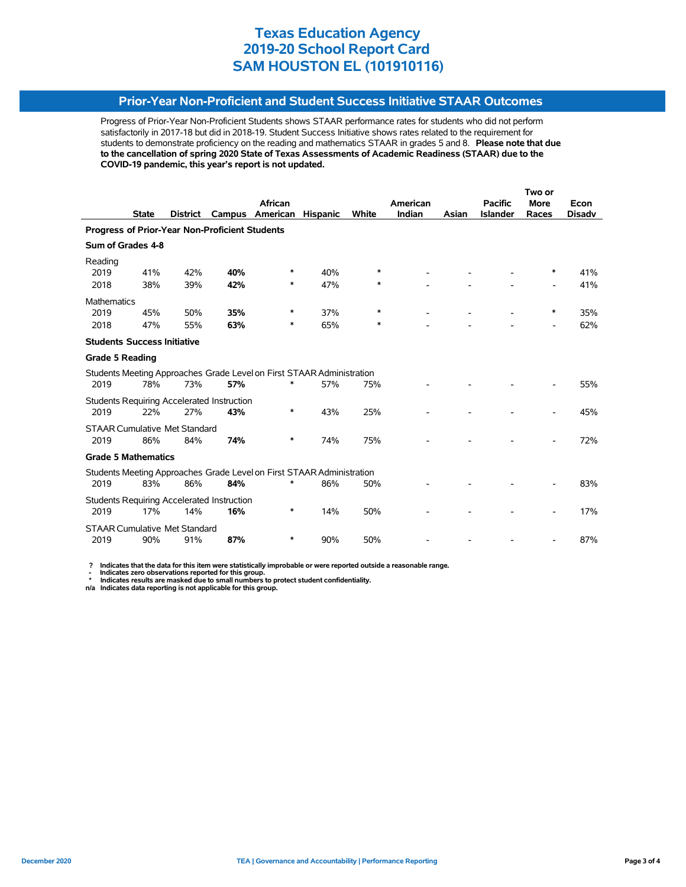# Texas Education Agency
# 2019-20 School Report Card
# SAM HOUSTON EL (101910116)

## Prior-Year Non-Proficient and Student Success Initiative STAAR Outcomes

Progress of Prior-Year Non-Proficient Students shows STAAR performance rates for students who did not perform satisfactorily in 2017-18 but did in 2018-19. Student Success Initiative shows rates related to the requirement for students to demonstrate proficiency on the reading and mathematics STAAR in grades 5 and 8. **Please note that due to the cancellation of spring 2020 State of Texas Assessments of Academic Readiness (STAAR) due to the COVID-19 pandemic, this year's report is not updated.**

| | State | District | Campus | African American | Hispanic | White | American Indian | Asian | Pacific Islander | Two or More Races | Econ Disadv |
|---|---|---|---|---|---|---|---|---|---|---|---|
| **Progress of Prior-Year Non-Proficient Students** | | | | | | | | | | | |
| **Sum of Grades 4-8** | | | | | | | | | | | |
| Reading | | | | | | | | | | | |
| 2019 | 41% | 42% | **40%** | * | 40% | * | - | - | - | * | 41% |
| 2018 | 38% | 39% | **42%** | * | 47% | * | - | - | - | - | 41% |
| Mathematics | | | | | | | | | | | |
| 2019 | 45% | 50% | **35%** | * | 37% | * | - | - | - | * | 35% |
| 2018 | 47% | 55% | **63%** | * | 65% | * | - | - | - | - | 62% |
| **Students Success Initiative** | | | | | | | | | | | |
| **Grade 5 Reading** | | | | | | | | | | | |
| Students Meeting Approaches Grade Level on First STAAR Administration | | | | | | | | | | | |
| 2019 | 78% | 73% | **57%** | * | 57% | 75% | - | - | - | - | 55% |
| Students Requiring Accelerated Instruction | | | | | | | | | | | |
| 2019 | 22% | 27% | **43%** | * | 43% | 25% | - | - | - | - | 45% |
| STAAR Cumulative Met Standard | | | | | | | | | | | |
| 2019 | 86% | 84% | **74%** | * | 74% | 75% | - | - | - | - | 72% |
| **Grade 5 Mathematics** | | | | | | | | | | | |
| Students Meeting Approaches Grade Level on First STAAR Administration | | | | | | | | | | | |
| 2019 | 83% | 86% | **84%** | * | 86% | 50% | - | - | - | - | 83% |
| Students Requiring Accelerated Instruction | | | | | | | | | | | |
| 2019 | 17% | 14% | **16%** | * | 14% | 50% | - | - | - | - | 17% |
| STAAR Cumulative Met Standard | | | | | | | | | | | |
| 2019 | 90% | 91% | **87%** | * | 90% | 50% | - | - | - | - | 87% |

**? Indicates that the data for this item were statistically improbable or were reported outside a reasonable range.**
**- Indicates zero observations reported for this group.**
**\* Indicates results are masked due to small numbers to protect student confidentiality.**
**n/a Indicates data reporting is not applicable for this group.**